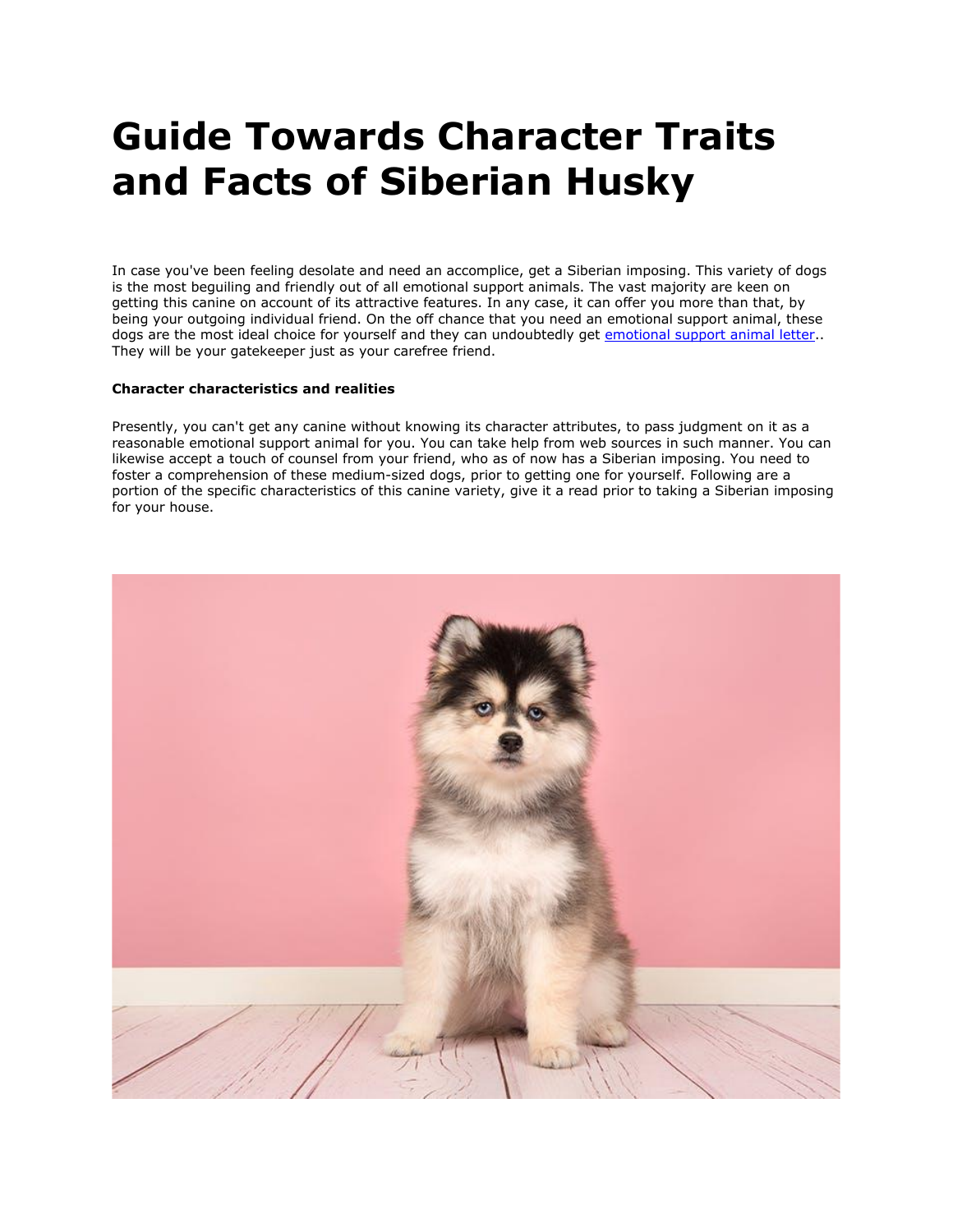# Guide Towards Character Traits and Facts of Siberian Husky

In case you've been feeling desolate and need an accomplice, get a Siberian imposing. This variety of dogs is the most beguiling and friendly out of all emotional support animals. The vast majority are keen on getting this canine on account of its attractive features. In any case, it can offer you more than that, by being your outgoing individual friend. On the off chance that you need an emotional support animal, these dogs are the most ideal choice for yourself and they can undoubtedly get [emotional support animal letter].. They will be your gatekeeper just as your carefree friend.

**Character characteristics and realities**

Presently, you can't get any canine without knowing its character attributes, to pass judgment on it as a reasonable emotional support animal for you. You can take help from web sources in such manner. You can likewise accept a touch of counsel from your friend, who as of now has a Siberian imposing. You need to foster a comprehension of these medium-sized dogs, prior to getting one for yourself. Following are a portion of the specific characteristics of this canine variety, give it a read prior to taking a Siberian imposing for your house.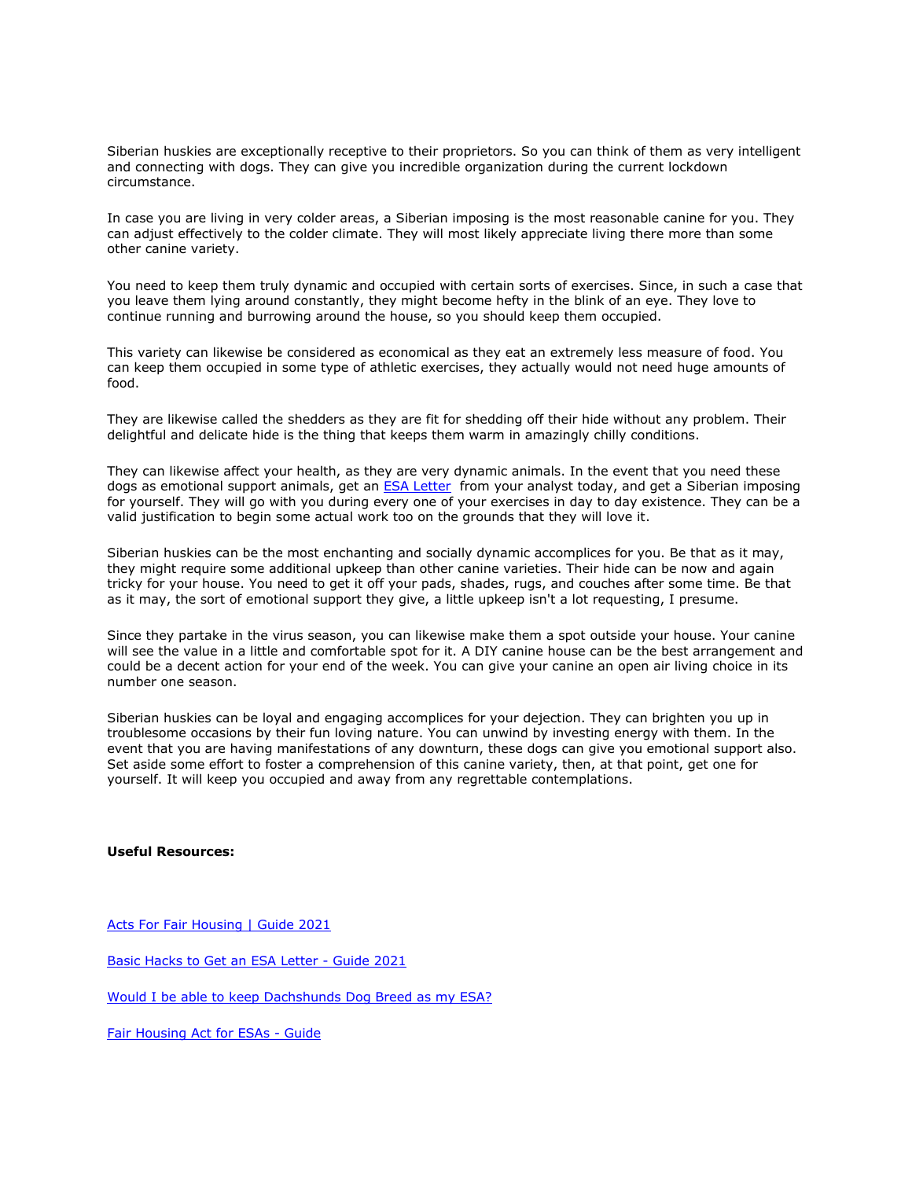Siberian huskies are exceptionally receptive to their proprietors. So you can think of them as very intelligent and connecting with dogs. They can give you incredible organization during the current lockdown circumstance.

In case you are living in very colder areas, a Siberian imposing is the most reasonable canine for you. They can adjust effectively to the colder climate. They will most likely appreciate living there more than some other canine variety.

You need to keep them truly dynamic and occupied with certain sorts of exercises. Since, in such a case that you leave them lying around constantly, they might become hefty in the blink of an eye. They love to continue running and burrowing around the house, so you should keep them occupied.

This variety can likewise be considered as economical as they eat an extremely less measure of food. You can keep them occupied in some type of athletic exercises, they actually would not need huge amounts of food.

They are likewise called the shedders as they are fit for shedding off their hide without any problem. Their delightful and delicate hide is the thing that keeps them warm in amazingly chilly conditions.

They can likewise affect your health, as they are very dynamic animals. In the event that you need these dogs as emotional support animals, get an [ESA Letter](#) from your analyst today, and get a Siberian imposing for yourself. They will go with you during every one of your exercises in day to day existence. They can be a valid justification to begin some actual work too on the grounds that they will love it.

Siberian huskies can be the most enchanting and socially dynamic accomplices for you. Be that as it may, they might require some additional upkeep than other canine varieties. Their hide can be now and again tricky for your house. You need to get it off your pads, shades, rugs, and couches after some time. Be that as it may, the sort of emotional support they give, a little upkeep isn't a lot requesting, I presume.

Since they partake in the virus season, you can likewise make them a spot outside your house. Your canine will see the value in a little and comfortable spot for it. A DIY canine house can be the best arrangement and could be a decent action for your end of the week. You can give your canine an open air living choice in its number one season.

Siberian huskies can be loyal and engaging accomplices for your dejection. They can brighten you up in troublesome occasions by their fun loving nature. You can unwind by investing energy with them. In the event that you are having manifestations of any downturn, these dogs can give you emotional support also. Set aside some effort to foster a comprehension of this canine variety, then, at that point, get one for yourself. It will keep you occupied and away from any regrettable contemplations.

**Useful Resources:**

[Acts For Fair Housing | Guide 2021](#)

[Basic Hacks to Get an ESA Letter - Guide 2021](#)

[Would I be able to keep Dachshunds Dog Breed as my ESA?](#)

[Fair Housing Act for ESAs - Guide](#)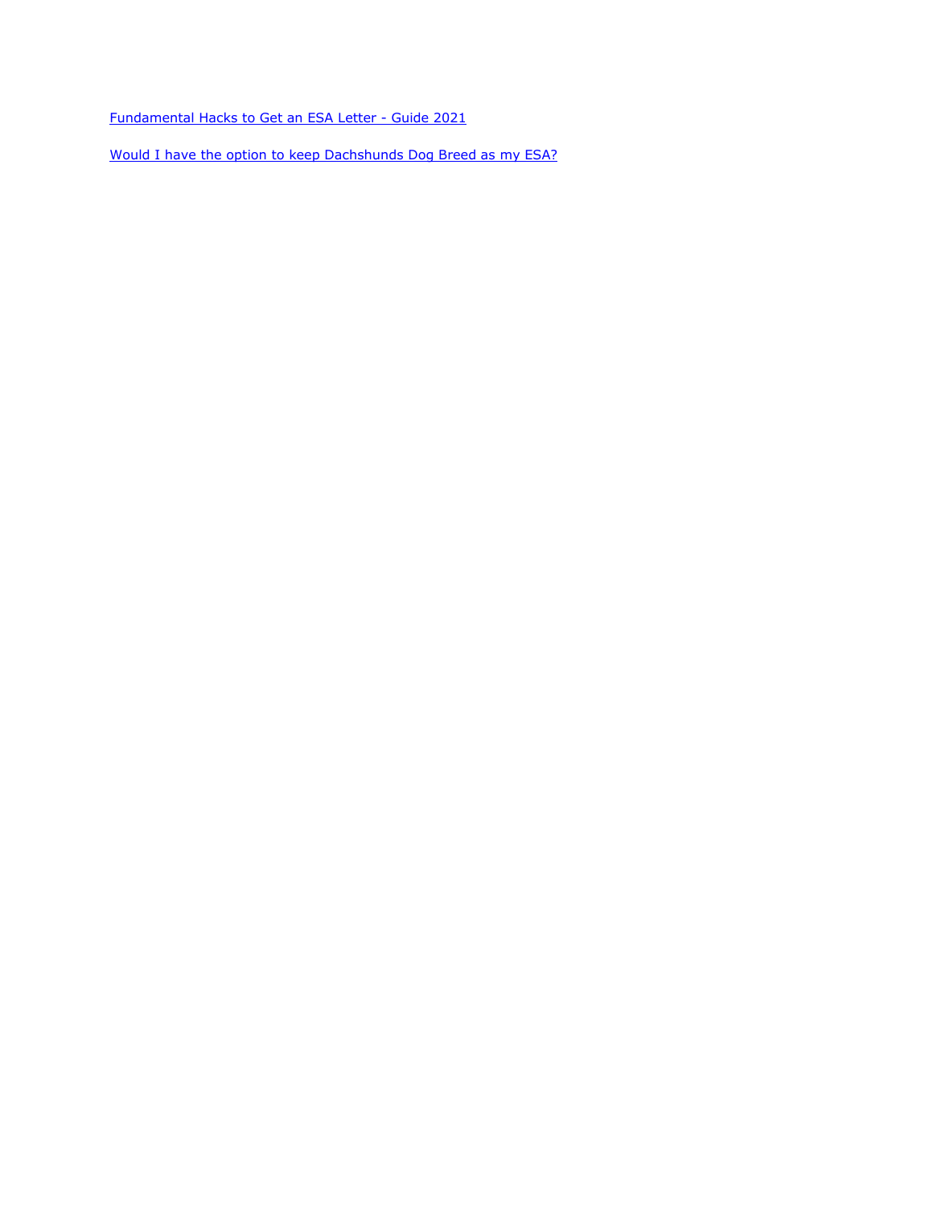[Fundamental Hacks to Get an ESA Letter - Guide 2021]

[Would I have the option to keep Dachshunds Dog Breed as my ESA?]